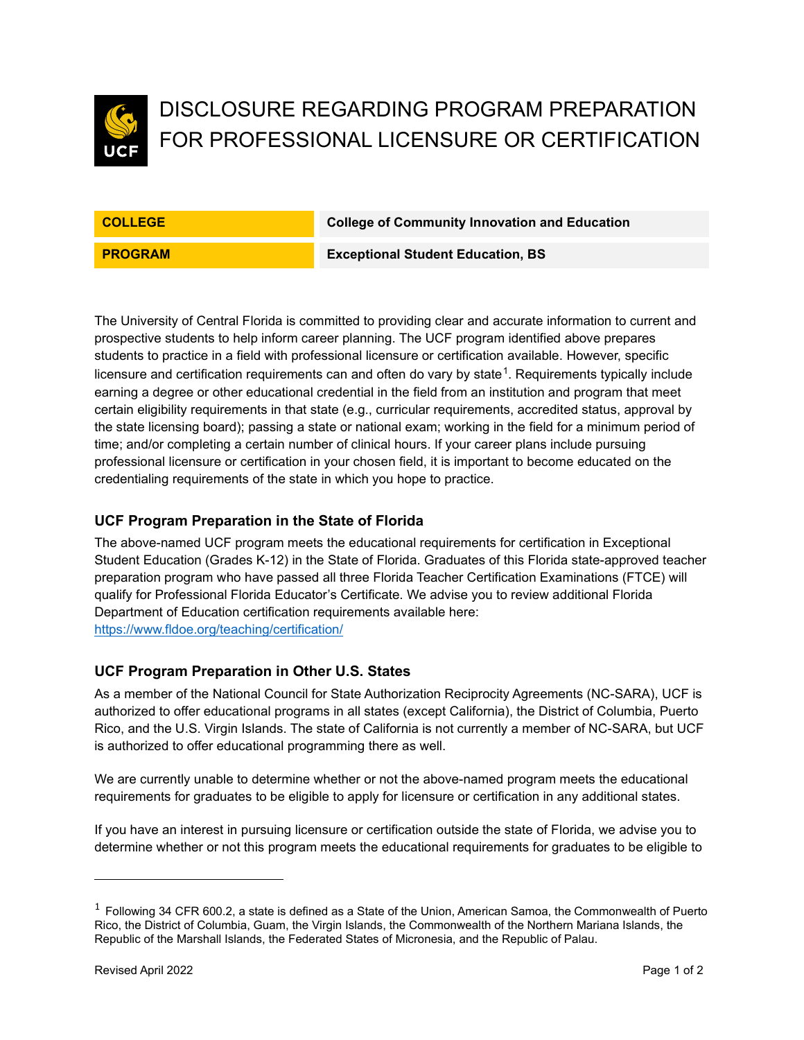# DISCLOSURE REGARDING PROGRAM PREPARATION FOR PROFESSIONAL LICENSURE OR CERTIFICATION

| COLLEGE | College of Community Innovation and Education |
|---|---|
| PROGRAM | Exceptional Student Education, BS |

The University of Central Florida is committed to providing clear and accurate information to current and prospective students to help inform career planning. The UCF program identified above prepares students to practice in a field with professional licensure or certification available. However, specific licensure and certification requirements can and often do vary by state[1]. Requirements typically include earning a degree or other educational credential in the field from an institution and program that meet certain eligibility requirements in that state (e.g., curricular requirements, accredited status, approval by the state licensing board); passing a state or national exam; working in the field for a minimum period of time; and/or completing a certain number of clinical hours. If your career plans include pursuing professional licensure or certification in your chosen field, it is important to become educated on the credentialing requirements of the state in which you hope to practice.

### UCF Program Preparation in the State of Florida

The above-named UCF program meets the educational requirements for certification in Exceptional Student Education (Grades K-12) in the State of Florida. Graduates of this Florida state-approved teacher preparation program who have passed all three Florida Teacher Certification Examinations (FTCE) will qualify for Professional Florida Educator's Certificate. We advise you to review additional Florida Department of Education certification requirements available here: https://www.fldoe.org/teaching/certification/

### UCF Program Preparation in Other U.S. States

As a member of the National Council for State Authorization Reciprocity Agreements (NC-SARA), UCF is authorized to offer educational programs in all states (except California), the District of Columbia, Puerto Rico, and the U.S. Virgin Islands. The state of California is not currently a member of NC-SARA, but UCF is authorized to offer educational programming there as well.

We are currently unable to determine whether or not the above-named program meets the educational requirements for graduates to be eligible to apply for licensure or certification in any additional states.

If you have an interest in pursuing licensure or certification outside the state of Florida, we advise you to determine whether or not this program meets the educational requirements for graduates to be eligible to

---

[1] Following 34 CFR 600.2, a state is defined as a State of the Union, American Samoa, the Commonwealth of Puerto Rico, the District of Columbia, Guam, the Virgin Islands, the Commonwealth of the Northern Mariana Islands, the Republic of the Marshall Islands, the Federated States of Micronesia, and the Republic of Palau.

Revised April 2022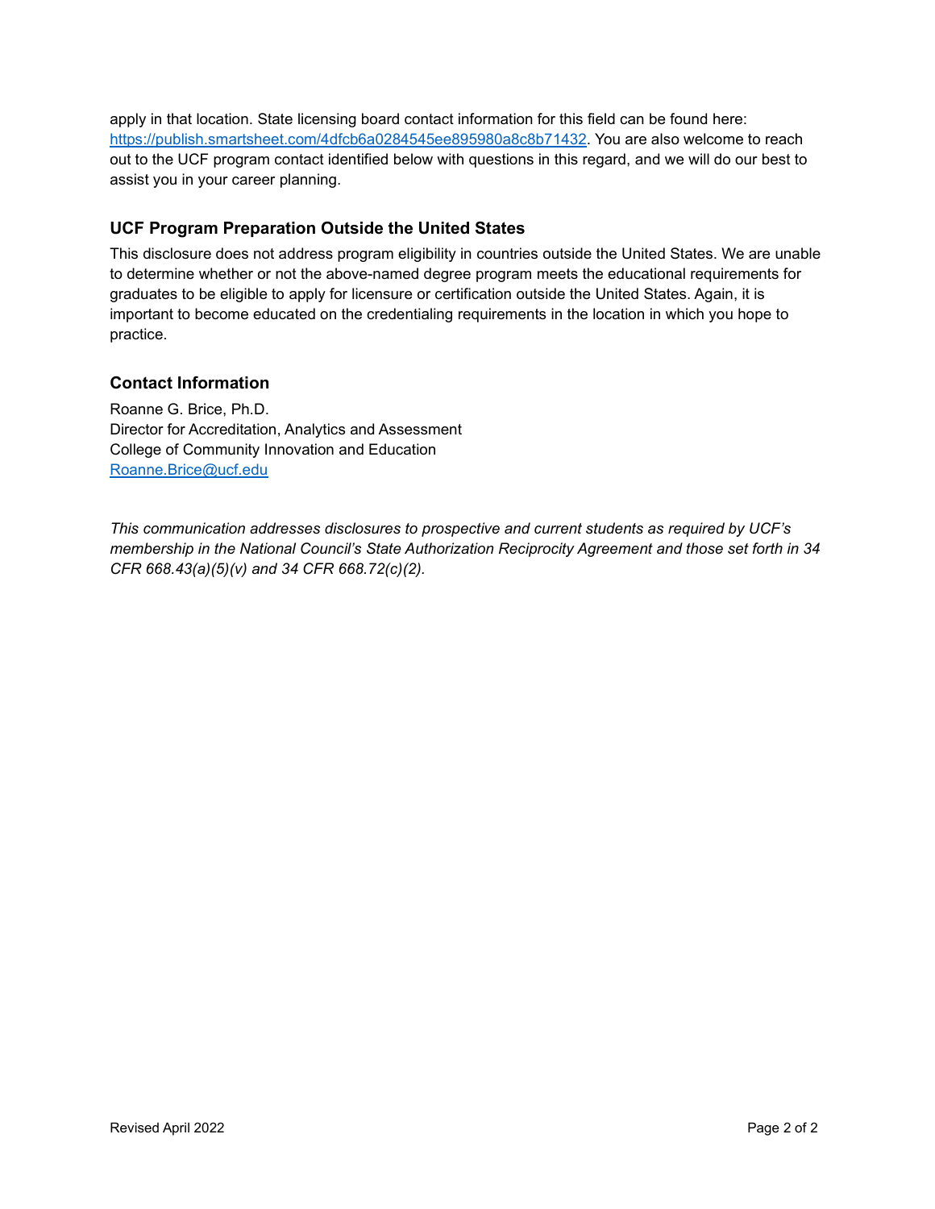apply in that location. State licensing board contact information for this field can be found here: [https://publish.smartsheet.com/4dfcb6a0284545ee895980a8c8b71432](https://publish.smartsheet.com/4dfcb6a0284545ee895980a8c8b71432). You are also welcome to reach out to the UCF program contact identified below with questions in this regard, and we will do our best to assist you in your career planning.

### UCF Program Preparation Outside the United States

This disclosure does not address program eligibility in countries outside the United States. We are unable to determine whether or not the above-named degree program meets the educational requirements for graduates to be eligible to apply for licensure or certification outside the United States. Again, it is important to become educated on the credentialing requirements in the location in which you hope to practice.

### Contact Information

Roanne G. Brice, Ph.D.
Director for Accreditation, Analytics and Assessment
College of Community Innovation and Education
[Roanne.Brice@ucf.edu](mailto:Roanne.Brice@ucf.edu)

*This communication addresses disclosures to prospective and current students as required by UCF's membership in the National Council's State Authorization Reciprocity Agreement and those set forth in 34 CFR 668.43(a)(5)(v) and 34 CFR 668.72(c)(2).*

Revised April 2022